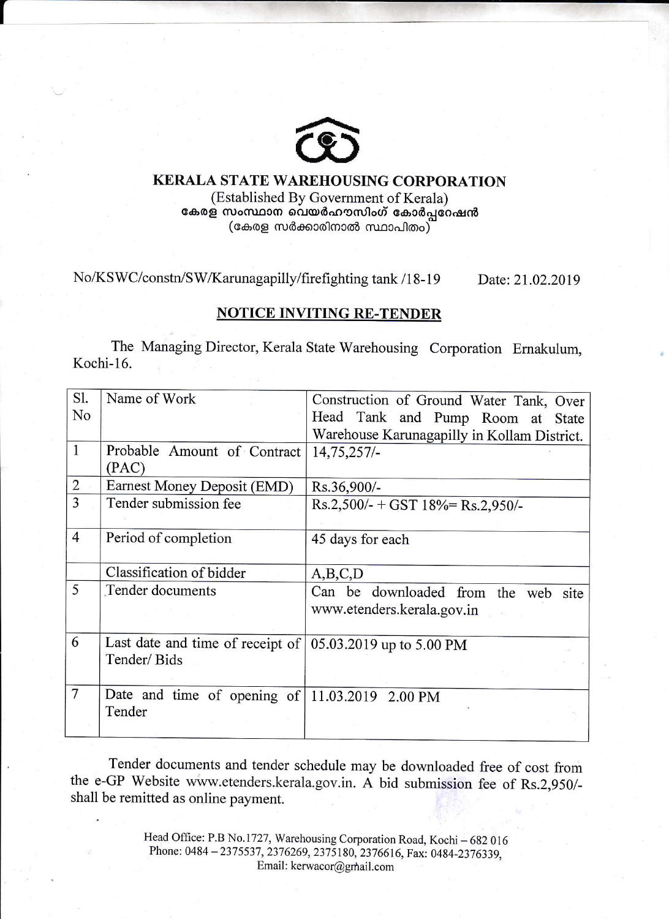# KERALA STATE WAREHOUSING CORPORATION

(Established By Government of Kerala)
കേരള സംസ്ഥാന വെയർഹൗസിംഗ് കോർപ്പറേഷൻ
(കേരള സർക്കാരിനാൽ സ്ഥാപിതം)

No/KSWC/constn/SW/Karunagapilly/firefighting tank /18-19 Date: 21.02.2019

## NOTICE INVITING RE-TENDER

The Managing Director, Kerala State Warehousing Corporation Ernakulum, Kochi-16.

| Sl. No | Name of Work | Construction of Ground Water Tank, Over Head Tank and Pump Room at State Warehouse Karunagapilly in Kollam District. |
|---|---|---|
| 1 | Probable Amount of Contract (PAC) | 14,75,257/- |
| 2 | Earnest Money Deposit (EMD) | Rs.36,900/- |
| 3 | Tender submission fee | Rs.2,500/- + GST 18%= Rs.2,950/- |
| 4 | Period of completion | 45 days for each |
| | Classification of bidder | A,B,C,D |
| 5 | Tender documents | Can be downloaded from the web site www.etenders.kerala.gov.in |
| 6 | Last date and time of receipt of Tender/ Bids | 05.03.2019 up to 5.00 PM |
| 7 | Date and time of opening of Tender | 11.03.2019 2.00 PM |

Tender documents and tender schedule may be downloaded free of cost from the e-GP Website www.etenders.kerala.gov.in. A bid submission fee of Rs.2,950/- shall be remitted as online payment.

Head Office: P.B No.1727, Warehousing Corporation Road, Kochi – 682 016
Phone: 0484 – 2375537, 2376269, 2375180, 2376616, Fax: 0484-2376339,
Email: kerwacor@gmail.com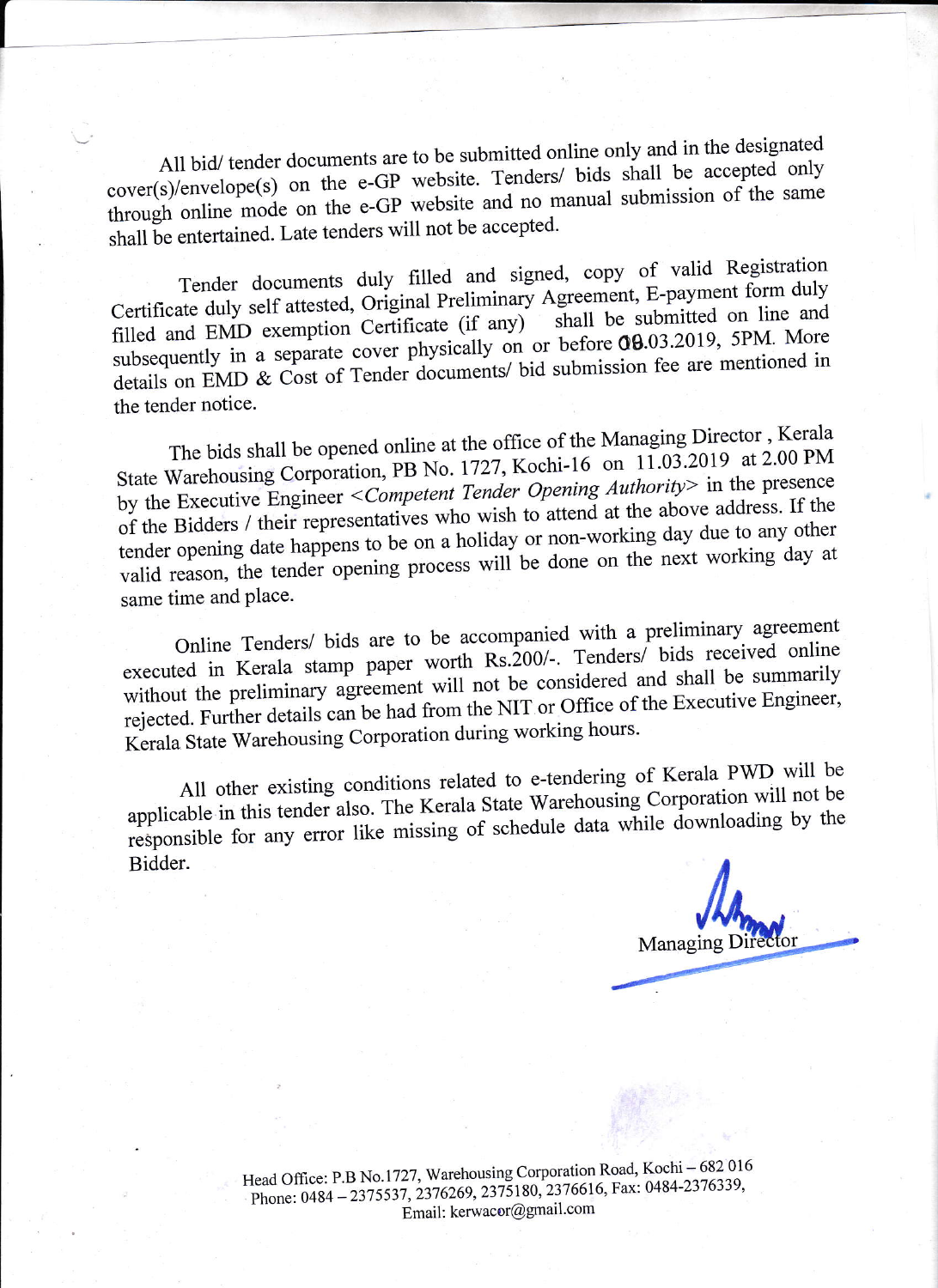All bid/ tender documents are to be submitted online only and in the designated cover(s)/envelope(s) on the e-GP website. Tenders/ bids shall be accepted only through online mode on the e-GP website and no manual submission of the same shall be entertained. Late tenders will not be accepted.

Tender documents duly filled and signed, copy of valid Registration Certificate duly self attested, Original Preliminary Agreement, E-payment form duly filled and EMD exemption Certificate (if any) shall be submitted on line and subsequently in a separate cover physically on or before 08.03.2019, 5PM. More details on EMD & Cost of Tender documents/ bid submission fee are mentioned in the tender notice.

The bids shall be opened online at the office of the Managing Director , Kerala State Warehousing Corporation, PB No. 1727, Kochi-16 on 11.03.2019 at 2.00 PM by the Executive Engineer *<Competent Tender Opening Authority>* in the presence of the Bidders / their representatives who wish to attend at the above address. If the tender opening date happens to be on a holiday or non-working day due to any other valid reason, the tender opening process will be done on the next working day at same time and place.

Online Tenders/ bids are to be accompanied with a preliminary agreement executed in Kerala stamp paper worth Rs.200/-. Tenders/ bids received online without the preliminary agreement will not be considered and shall be summarily rejected. Further details can be had from the NIT or Office of the Executive Engineer, Kerala State Warehousing Corporation during working hours.

All other existing conditions related to e-tendering of Kerala PWD will be applicable in this tender also. The Kerala State Warehousing Corporation will not be responsible for any error like missing of schedule data while downloading by the Bidder.

Managing Director

Head Office: P.B No.1727, Warehousing Corporation Road, Kochi – 682 016
Phone: 0484 – 2375537, 2376269, 2375180, 2376616, Fax: 0484-2376339,
Email: kerwacor@gmail.com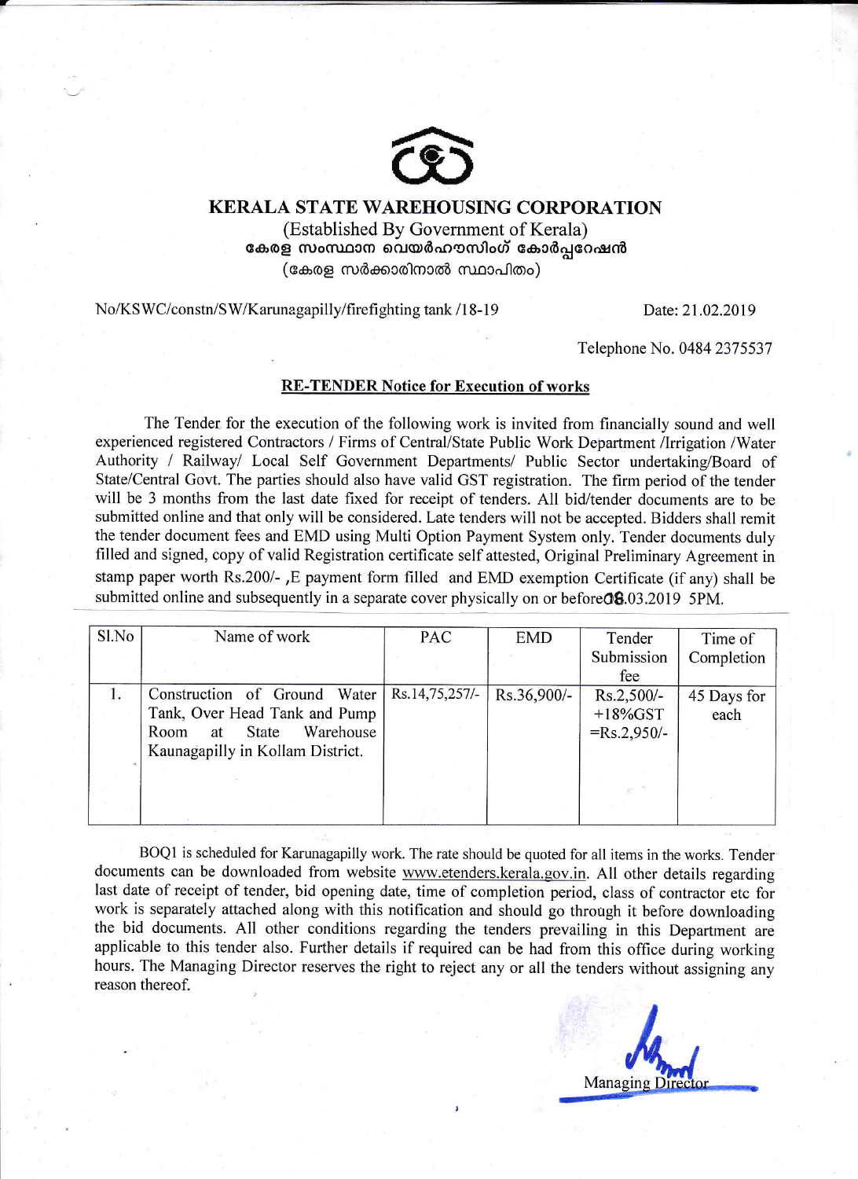# KERALA STATE WAREHOUSING CORPORATION

(Established By Government of Kerala)

കേരള സംസ്ഥാന വെയർഹൗസിംഗ് കോർപ്പറേഷൻ

(കേരള സർക്കാരിനാൽ സ്ഥാപിതം)

No/KSWC/constn/SW/Karunagapilly/firefighting tank /18-19 Date: 21.02.2019

Telephone No. 0484 2375537

## RE-TENDER Notice for Execution of works

The Tender for the execution of the following work is invited from financially sound and well experienced registered Contractors / Firms of Central/State Public Work Department /Irrigation /Water Authority / Railway/ Local Self Government Departments/ Public Sector undertaking/Board of State/Central Govt. The parties should also have valid GST registration. The firm period of the tender will be 3 months from the last date fixed for receipt of tenders. All bid/tender documents are to be submitted online and that only will be considered. Late tenders will not be accepted. Bidders shall remit the tender document fees and EMD using Multi Option Payment System only. Tender documents duly filled and signed, copy of valid Registration certificate self attested, Original Preliminary Agreement in stamp paper worth Rs.200/- ,E payment form filled and EMD exemption Certificate (if any) shall be submitted online and subsequently in a separate cover physically on or before08.03.2019 5PM.

| Sl.No | Name of work | PAC | EMD | Tender Submission fee | Time of Completion |
|---|---|---|---|---|---|
| 1. | Construction of Ground Water Tank, Over Head Tank and Pump Room at State Warehouse Kaunagapilly in Kollam District. | Rs.14,75,257/- | Rs.36,900/- | Rs.2,500/- +18%GST =Rs.2,950/- | 45 Days for each |

BOQ1 is scheduled for Karunagapilly work. The rate should be quoted for all items in the works. Tender documents can be downloaded from website www.etenders.kerala.gov.in. All other details regarding last date of receipt of tender, bid opening date, time of completion period, class of contractor etc for work is separately attached along with this notification and should go through it before downloading the bid documents. All other conditions regarding the tenders prevailing in this Department are applicable to this tender also. Further details if required can be had from this office during working hours. The Managing Director reserves the right to reject any or all the tenders without assigning any reason thereof.

Managing Director